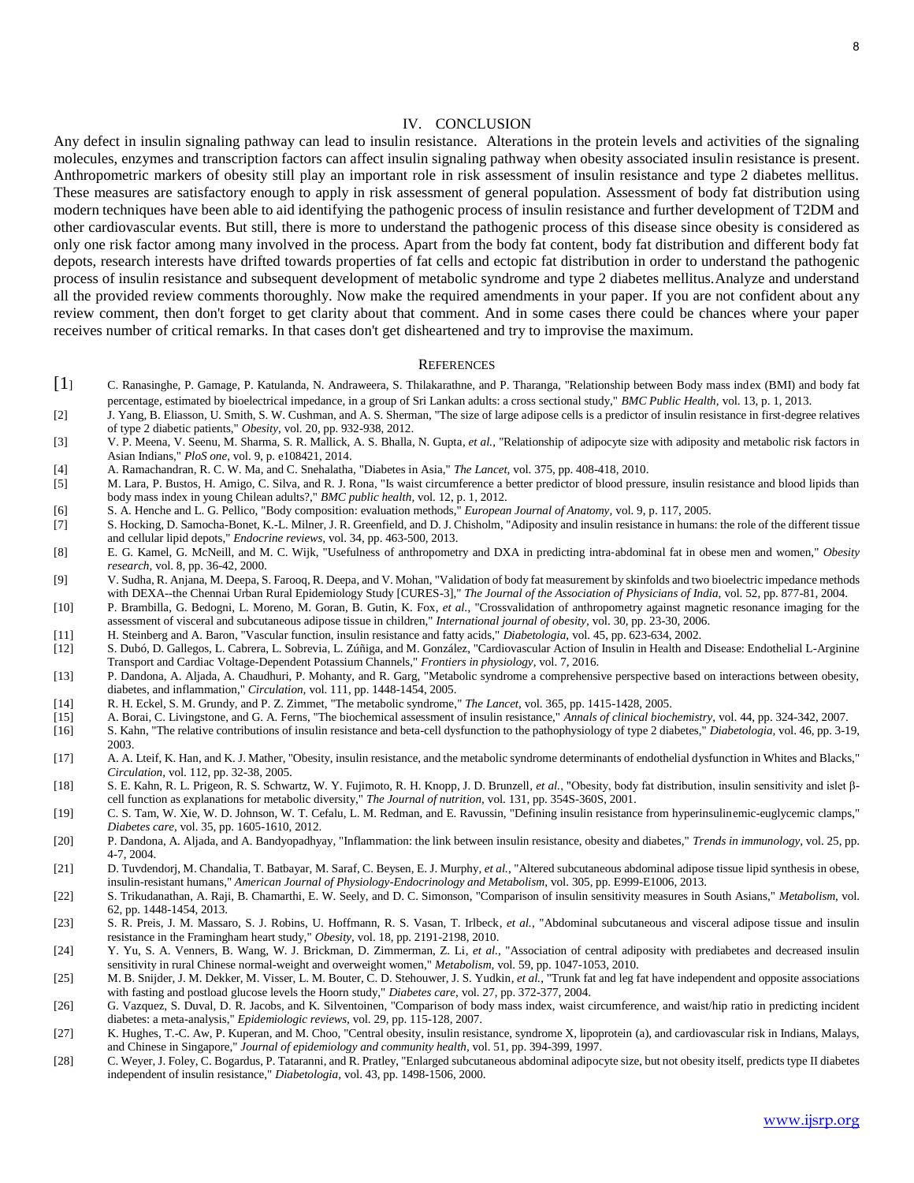## IV. CONCLUSION

Any defect in insulin signaling pathway can lead to insulin resistance. Alterations in the protein levels and activities of the signaling molecules, enzymes and transcription factors can affect insulin signaling pathway when obesity associated insulin resistance is present. Anthropometric markers of obesity still play an important role in risk assessment of insulin resistance and type 2 diabetes mellitus. These measures are satisfactory enough to apply in risk assessment of general population. Assessment of body fat distribution using modern techniques have been able to aid identifying the pathogenic process of insulin resistance and further development of T2DM and other cardiovascular events. But still, there is more to understand the pathogenic process of this disease since obesity is considered as only one risk factor among many involved in the process. Apart from the body fat content, body fat distribution and different body fat depots, research interests have drifted towards properties of fat cells and ectopic fat distribution in order to understand the pathogenic process of insulin resistance and subsequent development of metabolic syndrome and type 2 diabetes mellitus.Analyze and understand all the provided review comments thoroughly. Now make the required amendments in your paper. If you are not confident about any review comment, then don't forget to get clarity about that comment. And in some cases there could be chances where your paper receives number of critical remarks. In that cases don't get disheartened and try to improvise the maximum.

## REFERENCES

[1] C. Ranasinghe, P. Gamage, P. Katulanda, N. Andraweera, S. Thilakarathne, and P. Tharanga, "Relationship between Body mass index (BMI) and body fat percentage, estimated by bioelectrical impedance, in a group of Sri Lankan adults: a cross sectional study," *BMC Public Health*, vol. 13, p. 1, 2013.

[2] J. Yang, B. Eliasson, U. Smith, S. W. Cushman, and A. S. Sherman, "The size of large adipose cells is a predictor of insulin resistance in first‐degree relatives of type 2 diabetic patients," *Obesity*, vol. 20, pp. 932-938, 2012.

[3] V. P. Meena, V. Seenu, M. Sharma, S. R. Mallick, A. S. Bhalla, N. Gupta*, et al.*, "Relationship of adipocyte size with adiposity and metabolic risk factors in Asian Indians," *PloS one*, vol. 9, p. e108421, 2014.

[4] A. Ramachandran, R. C. W. Ma, and C. Snehalatha, "Diabetes in Asia," *The Lancet*, vol. 375, pp. 408-418, 2010.

[5] M. Lara, P. Bustos, H. Amigo, C. Silva, and R. J. Rona, "Is waist circumference a better predictor of blood pressure, insulin resistance and blood lipids than body mass index in young Chilean adults?," *BMC public health*, vol. 12, p. 1, 2012.

[6] S. A. Henche and L. G. Pellico, "Body composition: evaluation methods," *European Journal of Anatomy*, vol. 9, p. 117, 2005.

[7] S. Hocking, D. Samocha-Bonet, K.-L. Milner, J. R. Greenfield, and D. J. Chisholm, "Adiposity and insulin resistance in humans: the role of the different tissue and cellular lipid depots," *Endocrine reviews*, vol. 34, pp. 463-500, 2013.

[8] E. G. Kamel, G. McNeill, and M. C. Wijk, "Usefulness of anthropometry and DXA in predicting intra‐abdominal fat in obese men and women," *Obesity research*, vol. 8, pp. 36-42, 2000.

[9] V. Sudha, R. Anjana, M. Deepa, S. Farooq, R. Deepa, and V. Mohan, "Validation of body fat measurement by skinfolds and two bioelectric impedance methods with DEXA--the Chennai Urban Rural Epidemiology Study [CURES-3]," *The Journal of the Association of Physicians of India*, vol. 52, pp. 877-81, 2004.

[10] P. Brambilla, G. Bedogni, L. Moreno, M. Goran, B. Gutin, K. Fox*, et al.*, "Crossvalidation of anthropometry against magnetic resonance imaging for the assessment of visceral and subcutaneous adipose tissue in children," *International journal of obesity*, vol. 30, pp. 23-30, 2006.

[11] H. Steinberg and A. Baron, "Vascular function, insulin resistance and fatty acids," *Diabetologia*, vol. 45, pp. 623-634, 2002.

[12] S. Dubó, D. Gallegos, L. Cabrera, L. Sobrevia, L. Zúñiga, and M. González, "Cardiovascular Action of Insulin in Health and Disease: Endothelial L-Arginine Transport and Cardiac Voltage-Dependent Potassium Channels," *Frontiers in physiology*, vol. 7, 2016.

[13] P. Dandona, A. Aljada, A. Chaudhuri, P. Mohanty, and R. Garg, "Metabolic syndrome a comprehensive perspective based on interactions between obesity, diabetes, and inflammation," *Circulation*, vol. 111, pp. 1448-1454, 2005.

[14] R. H. Eckel, S. M. Grundy, and P. Z. Zimmet, "The metabolic syndrome," *The Lancet*, vol. 365, pp. 1415-1428, 2005.

[15] A. Borai, C. Livingstone, and G. A. Ferns, "The biochemical assessment of insulin resistance," *Annals of clinical biochemistry*, vol. 44, pp. 324-342, 2007.

[16] S. Kahn, "The relative contributions of insulin resistance and beta-cell dysfunction to the pathophysiology of type 2 diabetes," *Diabetologia*, vol. 46, pp. 3-19, 2003.

[17] A. A. Lteif, K. Han, and K. J. Mather, "Obesity, insulin resistance, and the metabolic syndrome determinants of endothelial dysfunction in Whites and Blacks," *Circulation*, vol. 112, pp. 32-38, 2005.

[18] S. E. Kahn, R. L. Prigeon, R. S. Schwartz, W. Y. Fujimoto, R. H. Knopp, J. D. Brunzell*, et al.*, "Obesity, body fat distribution, insulin sensitivity and islet β-cell function as explanations for metabolic diversity," *The Journal of nutrition*, vol. 131, pp. 354S-360S, 2001.

[19] C. S. Tam, W. Xie, W. D. Johnson, W. T. Cefalu, L. M. Redman, and E. Ravussin, "Defining insulin resistance from hyperinsulinemic-euglycemic clamps," *Diabetes care*, vol. 35, pp. 1605-1610, 2012.

[20] P. Dandona, A. Aljada, and A. Bandyopadhyay, "Inflammation: the link between insulin resistance, obesity and diabetes," *Trends in immunology*, vol. 25, pp. 4-7, 2004.

[21] D. Tuvdendorj, M. Chandalia, T. Batbayar, M. Saraf, C. Beysen, E. J. Murphy*, et al.*, "Altered subcutaneous abdominal adipose tissue lipid synthesis in obese, insulin-resistant humans," *American Journal of Physiology-Endocrinology and Metabolism*, vol. 305, pp. E999-E1006, 2013.

[22] S. Trikudanathan, A. Raji, B. Chamarthi, E. W. Seely, and D. C. Simonson, "Comparison of insulin sensitivity measures in South Asians," *Metabolism*, vol. 62, pp. 1448-1454, 2013.

[23] S. R. Preis, J. M. Massaro, S. J. Robins, U. Hoffmann, R. S. Vasan, T. Irlbeck*, et al.*, "Abdominal subcutaneous and visceral adipose tissue and insulin resistance in the Framingham heart study," *Obesity*, vol. 18, pp. 2191-2198, 2010.

[24] Y. Yu, S. A. Venners, B. Wang, W. J. Brickman, D. Zimmerman, Z. Li*, et al.*, "Association of central adiposity with prediabetes and decreased insulin sensitivity in rural Chinese normal-weight and overweight women," *Metabolism*, vol. 59, pp. 1047-1053, 2010.

[25] M. B. Snijder, J. M. Dekker, M. Visser, L. M. Bouter, C. D. Stehouwer, J. S. Yudkin*, et al.*, "Trunk fat and leg fat have independent and opposite associations with fasting and postload glucose levels the Hoorn study," *Diabetes care*, vol. 27, pp. 372-377, 2004.

[26] G. Vazquez, S. Duval, D. R. Jacobs, and K. Silventoinen, "Comparison of body mass index, waist circumference, and waist/hip ratio in predicting incident diabetes: a meta-analysis," *Epidemiologic reviews*, vol. 29, pp. 115-128, 2007.

[27] K. Hughes, T.-C. Aw, P. Kuperan, and M. Choo, "Central obesity, insulin resistance, syndrome X, lipoprotein (a), and cardiovascular risk in Indians, Malays, and Chinese in Singapore," *Journal of epidemiology and community health*, vol. 51, pp. 394-399, 1997.

[28] C. Weyer, J. Foley, C. Bogardus, P. Tataranni, and R. Pratley, "Enlarged subcutaneous abdominal adipocyte size, but not obesity itself, predicts type II diabetes independent of insulin resistance," *Diabetologia*, vol. 43, pp. 1498-1506, 2000.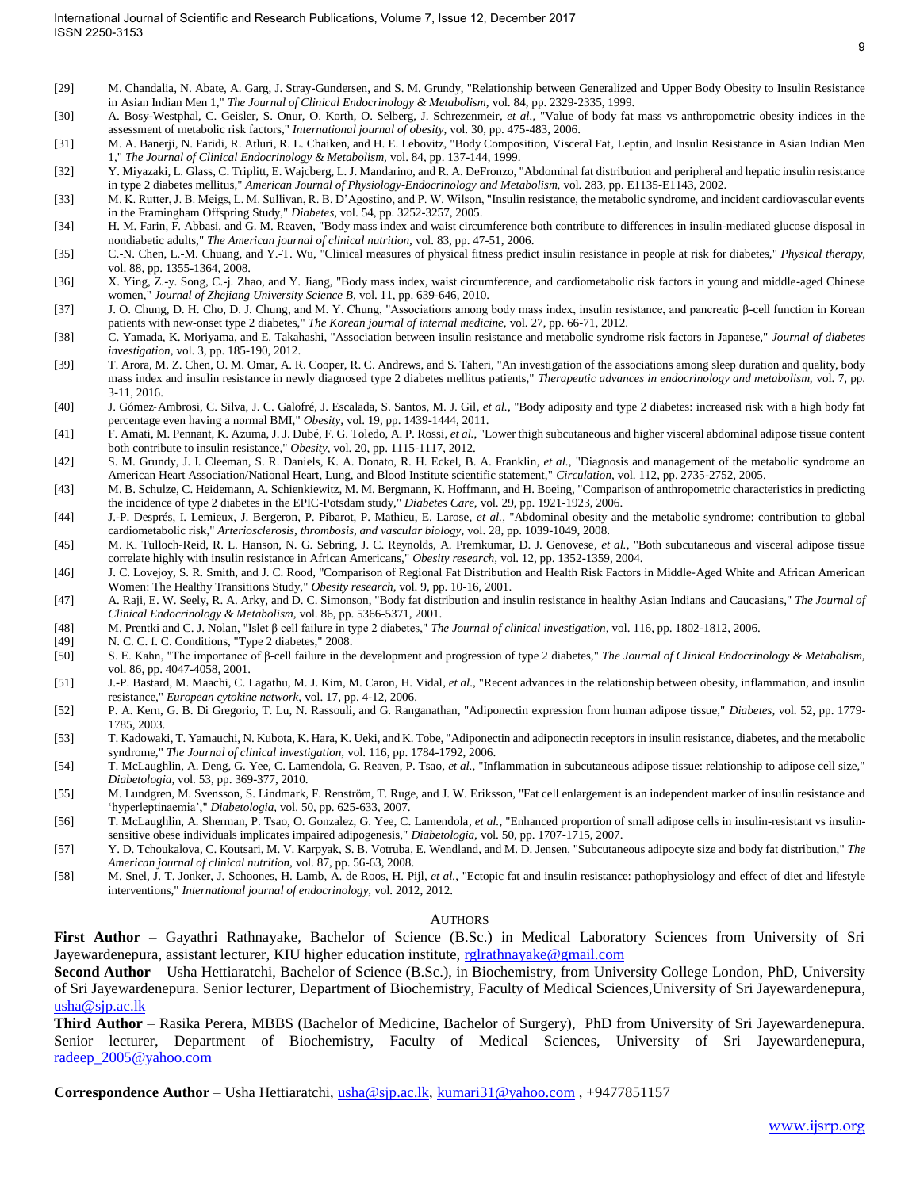[29] M. Chandalia, N. Abate, A. Garg, J. Stray-Gundersen, and S. M. Grundy, "Relationship between Generalized and Upper Body Obesity to Insulin Resistance in Asian Indian Men 1," *The Journal of Clinical Endocrinology & Metabolism,* vol. 84, pp. 2329-2335, 1999.

[30] A. Bosy-Westphal, C. Geisler, S. Onur, O. Korth, O. Selberg, J. Schrezenmeir*, et al.*, "Value of body fat mass vs anthropometric obesity indices in the assessment of metabolic risk factors," *International journal of obesity,* vol. 30, pp. 475-483, 2006.

[31] M. A. Banerji, N. Faridi, R. Atluri, R. L. Chaiken, and H. E. Lebovitz, "Body Composition, Visceral Fat, Leptin, and Insulin Resistance in Asian Indian Men 1," *The Journal of Clinical Endocrinology & Metabolism,* vol. 84, pp. 137-144, 1999.

[32] Y. Miyazaki, L. Glass, C. Triplitt, E. Wajcberg, L. J. Mandarino, and R. A. DeFronzo, "Abdominal fat distribution and peripheral and hepatic insulin resistance in type 2 diabetes mellitus," *American Journal of Physiology-Endocrinology and Metabolism,* vol. 283, pp. E1135-E1143, 2002.

[33] M. K. Rutter, J. B. Meigs, L. M. Sullivan, R. B. D'Agostino, and P. W. Wilson, "Insulin resistance, the metabolic syndrome, and incident cardiovascular events in the Framingham Offspring Study," *Diabetes,* vol. 54, pp. 3252-3257, 2005.

[34] H. M. Farin, F. Abbasi, and G. M. Reaven, "Body mass index and waist circumference both contribute to differences in insulin-mediated glucose disposal in nondiabetic adults," *The American journal of clinical nutrition,* vol. 83, pp. 47-51, 2006.

[35] C.-N. Chen, L.-M. Chuang, and Y.-T. Wu, "Clinical measures of physical fitness predict insulin resistance in people at risk for diabetes," *Physical therapy,* vol. 88, pp. 1355-1364, 2008.

[36] X. Ying, Z.-y. Song, C.-j. Zhao, and Y. Jiang, "Body mass index, waist circumference, and cardiometabolic risk factors in young and middle-aged Chinese women," *Journal of Zhejiang University Science B,* vol. 11, pp. 639-646, 2010.

[37] J. O. Chung, D. H. Cho, D. J. Chung, and M. Y. Chung, "Associations among body mass index, insulin resistance, and pancreatic β-cell function in Korean patients with new-onset type 2 diabetes," *The Korean journal of internal medicine,* vol. 27, pp. 66-71, 2012.

[38] C. Yamada, K. Moriyama, and E. Takahashi, "Association between insulin resistance and metabolic syndrome risk factors in Japanese," *Journal of diabetes investigation,* vol. 3, pp. 185-190, 2012.

[39] T. Arora, M. Z. Chen, O. M. Omar, A. R. Cooper, R. C. Andrews, and S. Taheri, "An investigation of the associations among sleep duration and quality, body mass index and insulin resistance in newly diagnosed type 2 diabetes mellitus patients," *Therapeutic advances in endocrinology and metabolism,* vol. 7, pp. 3-11, 2016.

[40] J. Gómez‐Ambrosi, C. Silva, J. C. Galofré, J. Escalada, S. Santos, M. J. Gil*, et al.*, "Body adiposity and type 2 diabetes: increased risk with a high body fat percentage even having a normal BMI," *Obesity,* vol. 19, pp. 1439-1444, 2011.

[41] F. Amati, M. Pennant, K. Azuma, J. J. Dubé, F. G. Toledo, A. P. Rossi*, et al.*, "Lower thigh subcutaneous and higher visceral abdominal adipose tissue content both contribute to insulin resistance," *Obesity,* vol. 20, pp. 1115-1117, 2012.

[42] S. M. Grundy, J. I. Cleeman, S. R. Daniels, K. A. Donato, R. H. Eckel, B. A. Franklin*, et al.*, "Diagnosis and management of the metabolic syndrome an American Heart Association/National Heart, Lung, and Blood Institute scientific statement," *Circulation,* vol. 112, pp. 2735-2752, 2005.

[43] M. B. Schulze, C. Heidemann, A. Schienkiewitz, M. M. Bergmann, K. Hoffmann, and H. Boeing, "Comparison of anthropometric characteristics in predicting the incidence of type 2 diabetes in the EPIC-Potsdam study," *Diabetes Care,* vol. 29, pp. 1921-1923, 2006.

[44] J.-P. Després, I. Lemieux, J. Bergeron, P. Pibarot, P. Mathieu, E. Larose*, et al.*, "Abdominal obesity and the metabolic syndrome: contribution to global cardiometabolic risk," *Arteriosclerosis, thrombosis, and vascular biology,* vol. 28, pp. 1039-1049, 2008.

[45] M. K. Tulloch‐Reid, R. L. Hanson, N. G. Sebring, J. C. Reynolds, A. Premkumar, D. J. Genovese*, et al.*, "Both subcutaneous and visceral adipose tissue correlate highly with insulin resistance in African Americans," *Obesity research,* vol. 12, pp. 1352-1359, 2004.

[46] J. C. Lovejoy, S. R. Smith, and J. C. Rood, "Comparison of Regional Fat Distribution and Health Risk Factors in Middle‐Aged White and African American Women: The Healthy Transitions Study," *Obesity research,* vol. 9, pp. 10-16, 2001.

[47] A. Raji, E. W. Seely, R. A. Arky, and D. C. Simonson, "Body fat distribution and insulin resistance in healthy Asian Indians and Caucasians," *The Journal of Clinical Endocrinology & Metabolism,* vol. 86, pp. 5366-5371, 2001.

[48] M. Prentki and C. J. Nolan, "Islet β cell failure in type 2 diabetes," *The Journal of clinical investigation,* vol. 116, pp. 1802-1812, 2006.

[49] N. C. C. f. C. Conditions, "Type 2 diabetes," 2008.

[50] S. E. Kahn, "The importance of β-cell failure in the development and progression of type 2 diabetes," *The Journal of Clinical Endocrinology & Metabolism,* vol. 86, pp. 4047-4058, 2001.

[51] J.-P. Bastard, M. Maachi, C. Lagathu, M. J. Kim, M. Caron, H. Vidal*, et al.*, "Recent advances in the relationship between obesity, inflammation, and insulin resistance," *European cytokine network,* vol. 17, pp. 4-12, 2006.

[52] P. A. Kern, G. B. Di Gregorio, T. Lu, N. Rassouli, and G. Ranganathan, "Adiponectin expression from human adipose tissue," *Diabetes,* vol. 52, pp. 1779-1785, 2003.

[53] T. Kadowaki, T. Yamauchi, N. Kubota, K. Hara, K. Ueki, and K. Tobe, "Adiponectin and adiponectin receptors in insulin resistance, diabetes, and the metabolic syndrome," *The Journal of clinical investigation,* vol. 116, pp. 1784-1792, 2006.

[54] T. McLaughlin, A. Deng, G. Yee, C. Lamendola, G. Reaven, P. Tsao*, et al.*, "Inflammation in subcutaneous adipose tissue: relationship to adipose cell size," *Diabetologia,* vol. 53, pp. 369-377, 2010.

[55] M. Lundgren, M. Svensson, S. Lindmark, F. Renström, T. Ruge, and J. W. Eriksson, "Fat cell enlargement is an independent marker of insulin resistance and 'hyperleptinaemia'," *Diabetologia,* vol. 50, pp. 625-633, 2007.

[56] T. McLaughlin, A. Sherman, P. Tsao, O. Gonzalez, G. Yee, C. Lamendola*, et al.*, "Enhanced proportion of small adipose cells in insulin-resistant vs insulin-sensitive obese individuals implicates impaired adipogenesis," *Diabetologia,* vol. 50, pp. 1707-1715, 2007.

[57] Y. D. Tchoukalova, C. Koutsari, M. V. Karpyak, S. B. Votruba, E. Wendland, and M. D. Jensen, "Subcutaneous adipocyte size and body fat distribution," *The American journal of clinical nutrition,* vol. 87, pp. 56-63, 2008.

[58] M. Snel, J. T. Jonker, J. Schoones, H. Lamb, A. de Roos, H. Pijl*, et al.*, "Ectopic fat and insulin resistance: pathophysiology and effect of diet and lifestyle interventions," *International journal of endocrinology,* vol. 2012, 2012.

## Authors

**First Author** – Gayathri Rathnayake, Bachelor of Science (B.Sc.) in Medical Laboratory Sciences from University of Sri Jayewardenepura, assistant lecturer, KIU higher education institute, rglrathnayake@gmail.com

**Second Author** – Usha Hettiaratchi, Bachelor of Science (B.Sc.), in Biochemistry, from University College London, PhD, University of Sri Jayewardenepura. Senior lecturer, Department of Biochemistry, Faculty of Medical Sciences,University of Sri Jayewardenepura, usha@sjp.ac.lk

**Third Author** – Rasika Perera, MBBS (Bachelor of Medicine, Bachelor of Surgery), PhD from University of Sri Jayewardenepura. Senior lecturer, Department of Biochemistry, Faculty of Medical Sciences, University of Sri Jayewardenepura, radeep_2005@yahoo.com

**Correspondence Author** – Usha Hettiaratchi, usha@sjp.ac.lk, kumari31@yahoo.com , +9477851157